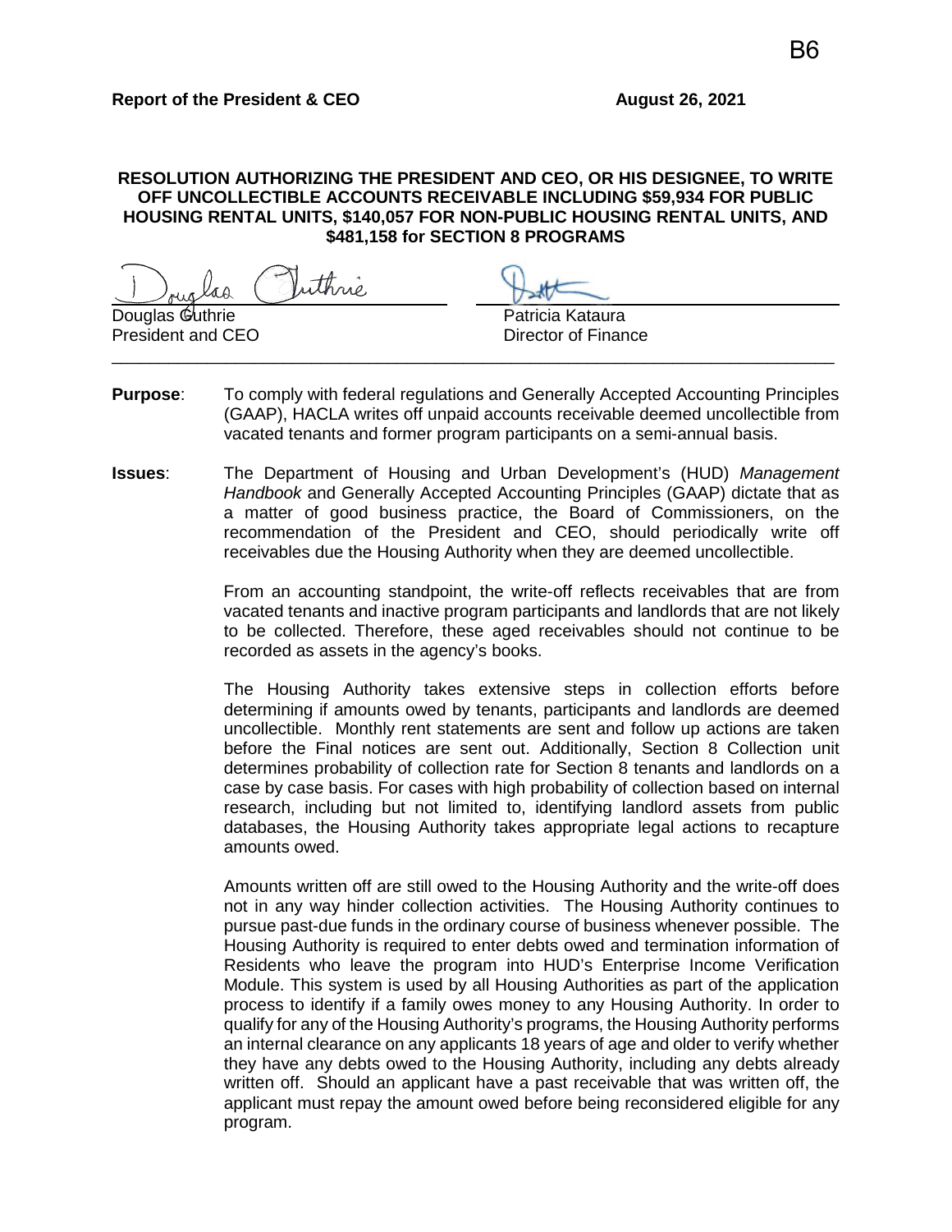B6

**Report of the President & CEO** **August 26, 2021**

**RESOLUTION AUTHORIZING THE PRESIDENT AND CEO, OR HIS DESIGNEE, TO WRITE OFF UNCOLLECTIBLE ACCOUNTS RECEIVABLE INCLUDING $59,934 FOR PUBLIC HOUSING RENTAL UNITS, $140,057 FOR NON-PUBLIC HOUSING RENTAL UNITS, AND $481,158 for SECTION 8 PROGRAMS**

| | |
|---|---|
| Douglas Guthrie | Patricia Kataura |
| President and CEO | Director of Finance |

---

**Purpose**: To comply with federal regulations and Generally Accepted Accounting Principles (GAAP), HACLA writes off unpaid accounts receivable deemed uncollectible from vacated tenants and former program participants on a semi-annual basis.

**Issues**: The Department of Housing and Urban Development's (HUD) *Management Handbook* and Generally Accepted Accounting Principles (GAAP) dictate that as a matter of good business practice, the Board of Commissioners, on the recommendation of the President and CEO, should periodically write off receivables due the Housing Authority when they are deemed uncollectible.

From an accounting standpoint, the write-off reflects receivables that are from vacated tenants and inactive program participants and landlords that are not likely to be collected. Therefore, these aged receivables should not continue to be recorded as assets in the agency's books.

The Housing Authority takes extensive steps in collection efforts before determining if amounts owed by tenants, participants and landlords are deemed uncollectible. Monthly rent statements are sent and follow up actions are taken before the Final notices are sent out. Additionally, Section 8 Collection unit determines probability of collection rate for Section 8 tenants and landlords on a case by case basis. For cases with high probability of collection based on internal research, including but not limited to, identifying landlord assets from public databases, the Housing Authority takes appropriate legal actions to recapture amounts owed.

Amounts written off are still owed to the Housing Authority and the write-off does not in any way hinder collection activities. The Housing Authority continues to pursue past-due funds in the ordinary course of business whenever possible. The Housing Authority is required to enter debts owed and termination information of Residents who leave the program into HUD's Enterprise Income Verification Module. This system is used by all Housing Authorities as part of the application process to identify if a family owes money to any Housing Authority. In order to qualify for any of the Housing Authority's programs, the Housing Authority performs an internal clearance on any applicants 18 years of age and older to verify whether they have any debts owed to the Housing Authority, including any debts already written off. Should an applicant have a past receivable that was written off, the applicant must repay the amount owed before being reconsidered eligible for any program.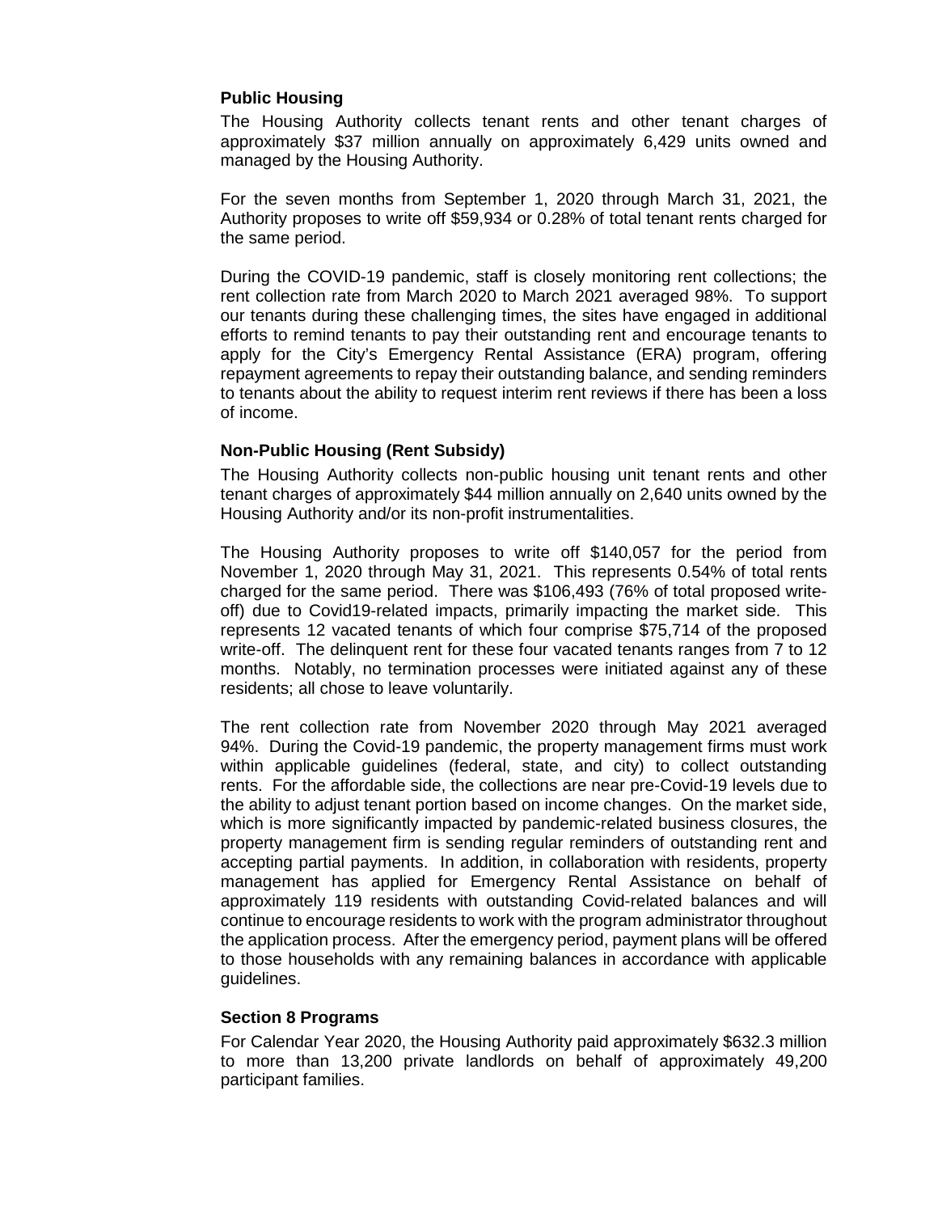### Public Housing

The Housing Authority collects tenant rents and other tenant charges of approximately $37 million annually on approximately 6,429 units owned and managed by the Housing Authority.

For the seven months from September 1, 2020 through March 31, 2021, the Authority proposes to write off $59,934 or 0.28% of total tenant rents charged for the same period.

During the COVID-19 pandemic, staff is closely monitoring rent collections; the rent collection rate from March 2020 to March 2021 averaged 98%. To support our tenants during these challenging times, the sites have engaged in additional efforts to remind tenants to pay their outstanding rent and encourage tenants to apply for the City's Emergency Rental Assistance (ERA) program, offering repayment agreements to repay their outstanding balance, and sending reminders to tenants about the ability to request interim rent reviews if there has been a loss of income.

### Non-Public Housing (Rent Subsidy)

The Housing Authority collects non-public housing unit tenant rents and other tenant charges of approximately $44 million annually on 2,640 units owned by the Housing Authority and/or its non-profit instrumentalities.

The Housing Authority proposes to write off $140,057 for the period from November 1, 2020 through May 31, 2021. This represents 0.54% of total rents charged for the same period. There was $106,493 (76% of total proposed write-off) due to Covid19-related impacts, primarily impacting the market side. This represents 12 vacated tenants of which four comprise $75,714 of the proposed write-off. The delinquent rent for these four vacated tenants ranges from 7 to 12 months. Notably, no termination processes were initiated against any of these residents; all chose to leave voluntarily.

The rent collection rate from November 2020 through May 2021 averaged 94%. During the Covid-19 pandemic, the property management firms must work within applicable guidelines (federal, state, and city) to collect outstanding rents. For the affordable side, the collections are near pre-Covid-19 levels due to the ability to adjust tenant portion based on income changes. On the market side, which is more significantly impacted by pandemic-related business closures, the property management firm is sending regular reminders of outstanding rent and accepting partial payments. In addition, in collaboration with residents, property management has applied for Emergency Rental Assistance on behalf of approximately 119 residents with outstanding Covid-related balances and will continue to encourage residents to work with the program administrator throughout the application process. After the emergency period, payment plans will be offered to those households with any remaining balances in accordance with applicable guidelines.

### Section 8 Programs

For Calendar Year 2020, the Housing Authority paid approximately $632.3 million to more than 13,200 private landlords on behalf of approximately 49,200 participant families.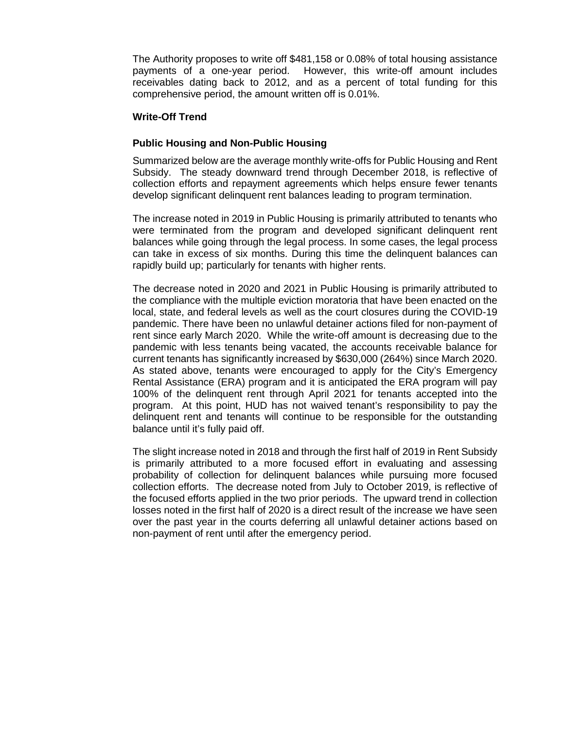The Authority proposes to write off $481,158 or 0.08% of total housing assistance payments of a one-year period. However, this write-off amount includes receivables dating back to 2012, and as a percent of total funding for this comprehensive period, the amount written off is 0.01%.

**Write-Off Trend**

**Public Housing and Non-Public Housing**

Summarized below are the average monthly write-offs for Public Housing and Rent Subsidy. The steady downward trend through December 2018, is reflective of collection efforts and repayment agreements which helps ensure fewer tenants develop significant delinquent rent balances leading to program termination.

The increase noted in 2019 in Public Housing is primarily attributed to tenants who were terminated from the program and developed significant delinquent rent balances while going through the legal process. In some cases, the legal process can take in excess of six months. During this time the delinquent balances can rapidly build up; particularly for tenants with higher rents.

The decrease noted in 2020 and 2021 in Public Housing is primarily attributed to the compliance with the multiple eviction moratoria that have been enacted on the local, state, and federal levels as well as the court closures during the COVID-19 pandemic. There have been no unlawful detainer actions filed for non-payment of rent since early March 2020. While the write-off amount is decreasing due to the pandemic with less tenants being vacated, the accounts receivable balance for current tenants has significantly increased by $630,000 (264%) since March 2020. As stated above, tenants were encouraged to apply for the City's Emergency Rental Assistance (ERA) program and it is anticipated the ERA program will pay 100% of the delinquent rent through April 2021 for tenants accepted into the program. At this point, HUD has not waived tenant's responsibility to pay the delinquent rent and tenants will continue to be responsible for the outstanding balance until it's fully paid off.

The slight increase noted in 2018 and through the first half of 2019 in Rent Subsidy is primarily attributed to a more focused effort in evaluating and assessing probability of collection for delinquent balances while pursuing more focused collection efforts. The decrease noted from July to October 2019, is reflective of the focused efforts applied in the two prior periods. The upward trend in collection losses noted in the first half of 2020 is a direct result of the increase we have seen over the past year in the courts deferring all unlawful detainer actions based on non-payment of rent until after the emergency period.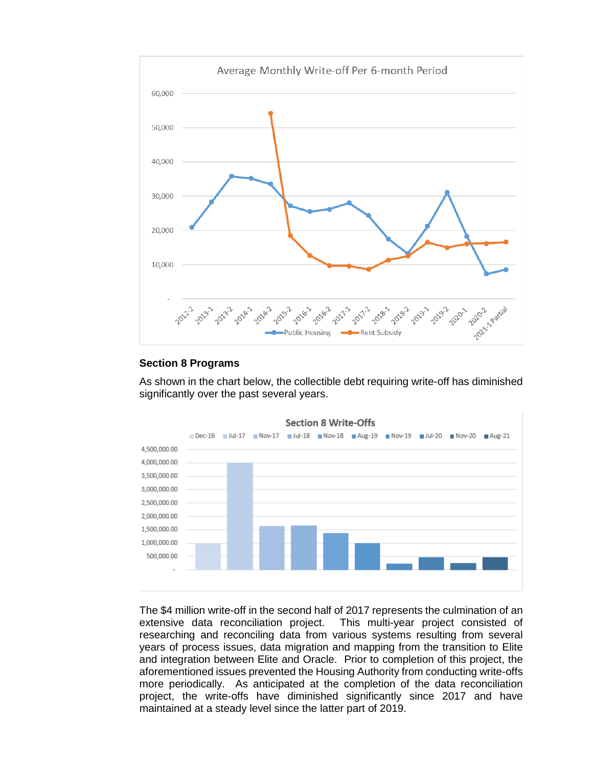## Section 8 Programs

As shown in the chart below, the collectible debt requiring write-off has diminished significantly over the past several years.

The $4 million write-off in the second half of 2017 represents the culmination of an extensive data reconciliation project. This multi-year project consisted of researching and reconciling data from various systems resulting from several years of process issues, data migration and mapping from the transition to Elite and integration between Elite and Oracle. Prior to completion of this project, the aforementioned issues prevented the Housing Authority from conducting write-offs more periodically. As anticipated at the completion of the data reconciliation project, the write-offs have diminished significantly since 2017 and have maintained at a steady level since the latter part of 2019.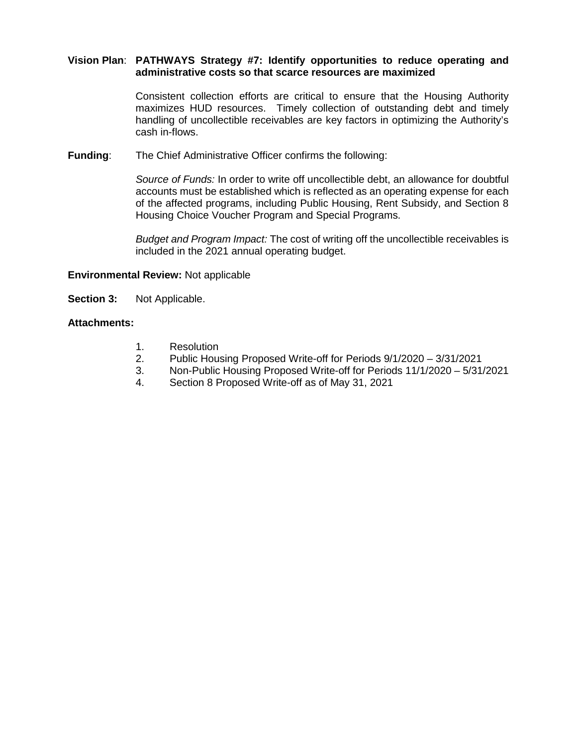**Vision Plan**: **PATHWAYS Strategy #7: Identify opportunities to reduce operating and administrative costs so that scarce resources are maximized**

Consistent collection efforts are critical to ensure that the Housing Authority maximizes HUD resources. Timely collection of outstanding debt and timely handling of uncollectible receivables are key factors in optimizing the Authority's cash in-flows.

**Funding**: The Chief Administrative Officer confirms the following:

*Source of Funds:* In order to write off uncollectible debt, an allowance for doubtful accounts must be established which is reflected as an operating expense for each of the affected programs, including Public Housing, Rent Subsidy, and Section 8 Housing Choice Voucher Program and Special Programs.

*Budget and Program Impact:* The cost of writing off the uncollectible receivables is included in the 2021 annual operating budget.

**Environmental Review:** Not applicable

**Section 3:** Not Applicable.

**Attachments:**

1. Resolution
2. Public Housing Proposed Write-off for Periods 9/1/2020 – 3/31/2021
3. Non-Public Housing Proposed Write-off for Periods 11/1/2020 – 5/31/2021
4. Section 8 Proposed Write-off as of May 31, 2021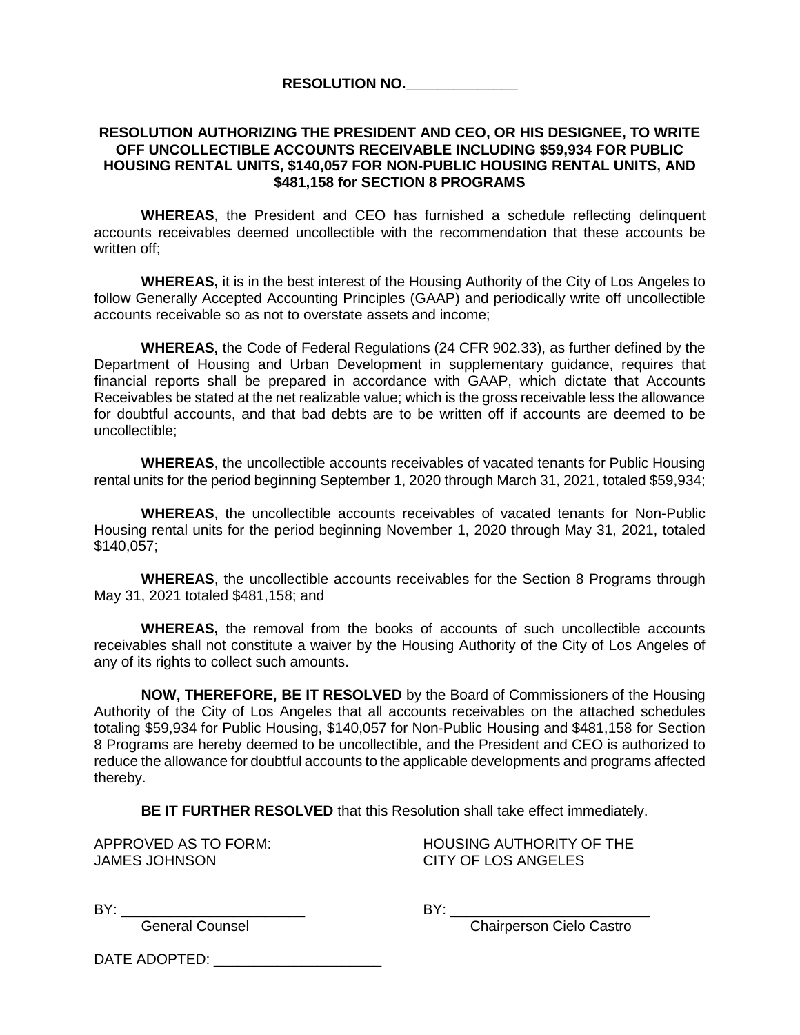**RESOLUTION NO.______________**

**RESOLUTION AUTHORIZING THE PRESIDENT AND CEO, OR HIS DESIGNEE, TO WRITE OFF UNCOLLECTIBLE ACCOUNTS RECEIVABLE INCLUDING $59,934 FOR PUBLIC HOUSING RENTAL UNITS, $140,057 FOR NON-PUBLIC HOUSING RENTAL UNITS, AND $481,158 for SECTION 8 PROGRAMS**

**WHEREAS**, the President and CEO has furnished a schedule reflecting delinquent accounts receivables deemed uncollectible with the recommendation that these accounts be written off;

**WHEREAS,** it is in the best interest of the Housing Authority of the City of Los Angeles to follow Generally Accepted Accounting Principles (GAAP) and periodically write off uncollectible accounts receivable so as not to overstate assets and income;

**WHEREAS,** the Code of Federal Regulations (24 CFR 902.33), as further defined by the Department of Housing and Urban Development in supplementary guidance, requires that financial reports shall be prepared in accordance with GAAP, which dictate that Accounts Receivables be stated at the net realizable value; which is the gross receivable less the allowance for doubtful accounts, and that bad debts are to be written off if accounts are deemed to be uncollectible;

**WHEREAS**, the uncollectible accounts receivables of vacated tenants for Public Housing rental units for the period beginning September 1, 2020 through March 31, 2021, totaled $59,934;

**WHEREAS**, the uncollectible accounts receivables of vacated tenants for Non-Public Housing rental units for the period beginning November 1, 2020 through May 31, 2021, totaled $140,057;

**WHEREAS**, the uncollectible accounts receivables for the Section 8 Programs through May 31, 2021 totaled $481,158; and

**WHEREAS,** the removal from the books of accounts of such uncollectible accounts receivables shall not constitute a waiver by the Housing Authority of the City of Los Angeles of any of its rights to collect such amounts.

**NOW, THEREFORE, BE IT RESOLVED** by the Board of Commissioners of the Housing Authority of the City of Los Angeles that all accounts receivables on the attached schedules totaling $59,934 for Public Housing, $140,057 for Non-Public Housing and $481,158 for Section 8 Programs are hereby deemed to be uncollectible, and the President and CEO is authorized to reduce the allowance for doubtful accounts to the applicable developments and programs affected thereby.

**BE IT FURTHER RESOLVED** that this Resolution shall take effect immediately.

APPROVED AS TO FORM:
JAMES JOHNSON

BY: _______________________
General Counsel

HOUSING AUTHORITY OF THE
CITY OF LOS ANGELES

BY: _________________________
Chairperson Cielo Castro

DATE ADOPTED: _____________________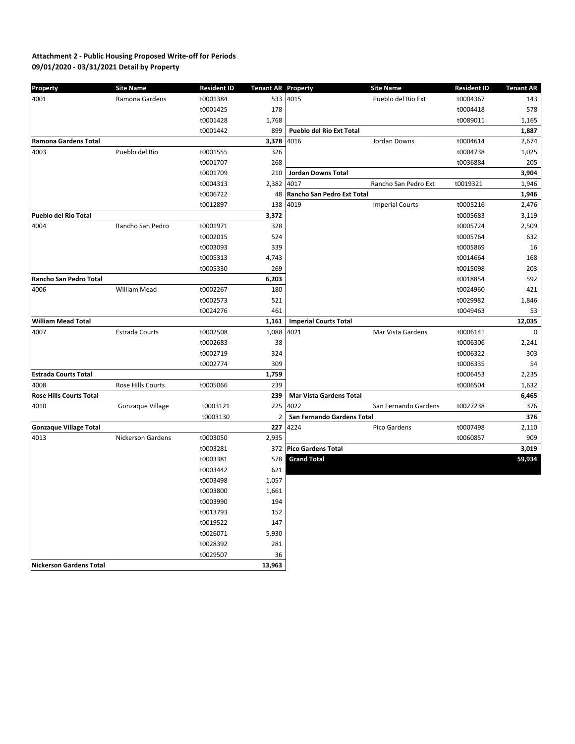**Attachment 2 - Public Housing Proposed Write-off for Periods 09/01/2020 - 03/31/2021 Detail by Property**

| Property | Site Name | Resident ID | Tenant AR |
|---|---|---|---|
| 4001 | Ramona Gardens | t0001384 | 533 |
| | | t0001425 | 178 |
| | | t0001428 | 1,768 |
| | | t0001442 | 899 |
| **Ramona Gardens Total** | | | **3,378** |
| 4003 | Pueblo del Rio | t0001555 | 326 |
| | | t0001707 | 268 |
| | | t0001709 | 210 |
| | | t0004313 | 2,382 |
| | | t0006722 | 48 |
| | | t0012897 | 138 |
| **Pueblo del Rio Total** | | | **3,372** |
| 4004 | Rancho San Pedro | t0001971 | 328 |
| | | t0002015 | 524 |
| | | t0003093 | 339 |
| | | t0005313 | 4,743 |
| | | t0005330 | 269 |
| **Rancho San Pedro Total** | | | **6,203** |
| 4006 | William Mead | t0002267 | 180 |
| | | t0002573 | 521 |
| | | t0024276 | 461 |
| **William Mead Total** | | | **1,161** |
| 4007 | Estrada Courts | t0002508 | 1,088 |
| | | t0002683 | 38 |
| | | t0002719 | 324 |
| | | t0002774 | 309 |
| **Estrada Courts Total** | | | **1,759** |
| 4008 | Rose Hills Courts | t0005066 | 239 |
| **Rose Hills Courts Total** | | | **239** |
| 4010 | Gonzaque Village | t0003121 | 225 |
| | | t0003130 | 2 |
| **Gonzaque Village Total** | | | **227** |
| 4013 | Nickerson Gardens | t0003050 | 2,935 |
| | | t0003281 | 372 |
| | | t0003381 | 578 |
| | | t0003442 | 621 |
| | | t0003498 | 1,057 |
| | | t0003800 | 1,661 |
| | | t0003990 | 194 |
| | | t0013793 | 152 |
| | | t0019522 | 147 |
| | | t0026071 | 5,930 |
| | | t0028392 | 281 |
| | | t0029507 | 36 |
| **Nickerson Gardens Total** | | | **13,963** |
| 4015 | Pueblo del Rio Ext | t0004367 | 143 |
| | | t0004418 | 578 |
| | | t0089011 | 1,165 |
| **Pueblo del Rio Ext Total** | | | **1,887** |
| 4016 | Jordan Downs | t0004614 | 2,674 |
| | | t0004738 | 1,025 |
| | | t0036884 | 205 |
| **Jordan Downs Total** | | | **3,904** |
| 4017 | Rancho San Pedro Ext | t0019321 | 1,946 |
| **Rancho San Pedro Ext Total** | | | **1,946** |
| 4019 | Imperial Courts | t0005216 | 2,476 |
| | | t0005683 | 3,119 |
| | | t0005724 | 2,509 |
| | | t0005764 | 632 |
| | | t0005869 | 16 |
| | | t0014664 | 168 |
| | | t0015098 | 203 |
| | | t0018854 | 592 |
| | | t0024960 | 421 |
| | | t0029982 | 1,846 |
| | | t0049463 | 53 |
| **Imperial Courts Total** | | | **12,035** |
| 4021 | Mar Vista Gardens | t0006141 | 0 |
| | | t0006306 | 2,241 |
| | | t0006322 | 303 |
| | | t0006335 | 54 |
| | | t0006453 | 2,235 |
| | | t0006504 | 1,632 |
| **Mar Vista Gardens Total** | | | **6,465** |
| 4022 | San Fernando Gardens | t0027238 | 376 |
| **San Fernando Gardens Total** | | | **376** |
| 4224 | Pico Gardens | t0007498 | 2,110 |
| | | t0060857 | 909 |
| **Pico Gardens Total** | | | **3,019** |
| **Grand Total** | | | **59,934** |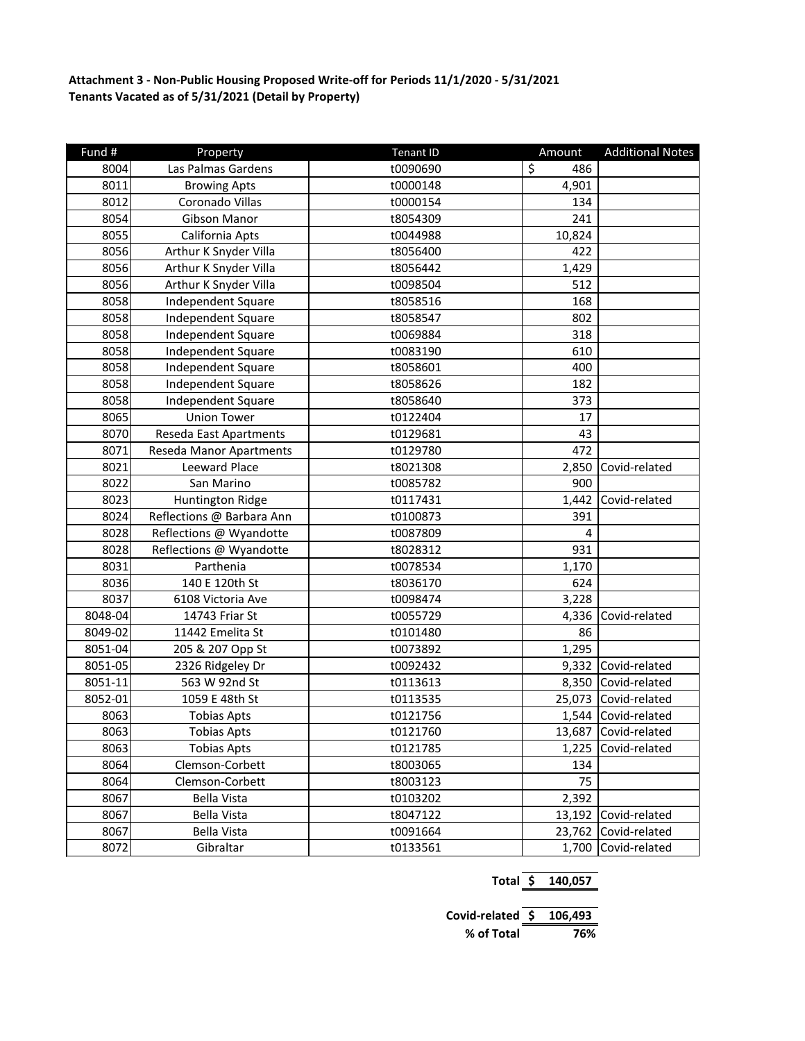**Attachment 3 - Non-Public Housing Proposed Write-off for Periods 11/1/2020 - 5/31/2021**
**Tenants Vacated as of 5/31/2021 (Detail by Property)**

| Fund # | Property | Tenant ID | Amount | Additional Notes |
|---|---|---|---|---|
| 8004 | Las Palmas Gardens | t0090690 | $ 486 | |
| 8011 | Browing Apts | t0000148 | 4,901 | |
| 8012 | Coronado Villas | t0000154 | 134 | |
| 8054 | Gibson Manor | t8054309 | 241 | |
| 8055 | California Apts | t0044988 | 10,824 | |
| 8056 | Arthur K Snyder Villa | t8056400 | 422 | |
| 8056 | Arthur K Snyder Villa | t8056442 | 1,429 | |
| 8056 | Arthur K Snyder Villa | t0098504 | 512 | |
| 8058 | Independent Square | t8058516 | 168 | |
| 8058 | Independent Square | t8058547 | 802 | |
| 8058 | Independent Square | t0069884 | 318 | |
| 8058 | Independent Square | t0083190 | 610 | |
| 8058 | Independent Square | t8058601 | 400 | |
| 8058 | Independent Square | t8058626 | 182 | |
| 8058 | Independent Square | t8058640 | 373 | |
| 8065 | Union Tower | t0122404 | 17 | |
| 8070 | Reseda East Apartments | t0129681 | 43 | |
| 8071 | Reseda Manor Apartments | t0129780 | 472 | |
| 8021 | Leeward Place | t8021308 | 2,850 | Covid-related |
| 8022 | San Marino | t0085782 | 900 | |
| 8023 | Huntington Ridge | t0117431 | 1,442 | Covid-related |
| 8024 | Reflections @ Barbara Ann | t0100873 | 391 | |
| 8028 | Reflections @ Wyandotte | t0087809 | 4 | |
| 8028 | Reflections @ Wyandotte | t8028312 | 931 | |
| 8031 | Parthenia | t0078534 | 1,170 | |
| 8036 | 140 E 120th St | t8036170 | 624 | |
| 8037 | 6108 Victoria Ave | t0098474 | 3,228 | |
| 8048-04 | 14743 Friar St | t0055729 | 4,336 | Covid-related |
| 8049-02 | 11442 Emelita St | t0101480 | 86 | |
| 8051-04 | 205 & 207 Opp St | t0073892 | 1,295 | |
| 8051-05 | 2326 Ridgeley Dr | t0092432 | 9,332 | Covid-related |
| 8051-11 | 563 W 92nd St | t0113613 | 8,350 | Covid-related |
| 8052-01 | 1059 E 48th St | t0113535 | 25,073 | Covid-related |
| 8063 | Tobias Apts | t0121756 | 1,544 | Covid-related |
| 8063 | Tobias Apts | t0121760 | 13,687 | Covid-related |
| 8063 | Tobias Apts | t0121785 | 1,225 | Covid-related |
| 8064 | Clemson-Corbett | t8003065 | 134 | |
| 8064 | Clemson-Corbett | t8003123 | 75 | |
| 8067 | Bella Vista | t0103202 | 2,392 | |
| 8067 | Bella Vista | t8047122 | 13,192 | Covid-related |
| 8067 | Bella Vista | t0091664 | 23,762 | Covid-related |
| 8072 | Gibraltar | t0133561 | 1,700 | Covid-related |
| | | **Total** | **$ 140,057** | |
| | | **Covid-related** | **$ 106,493** | |
| | | **% of Total** | **76%** | |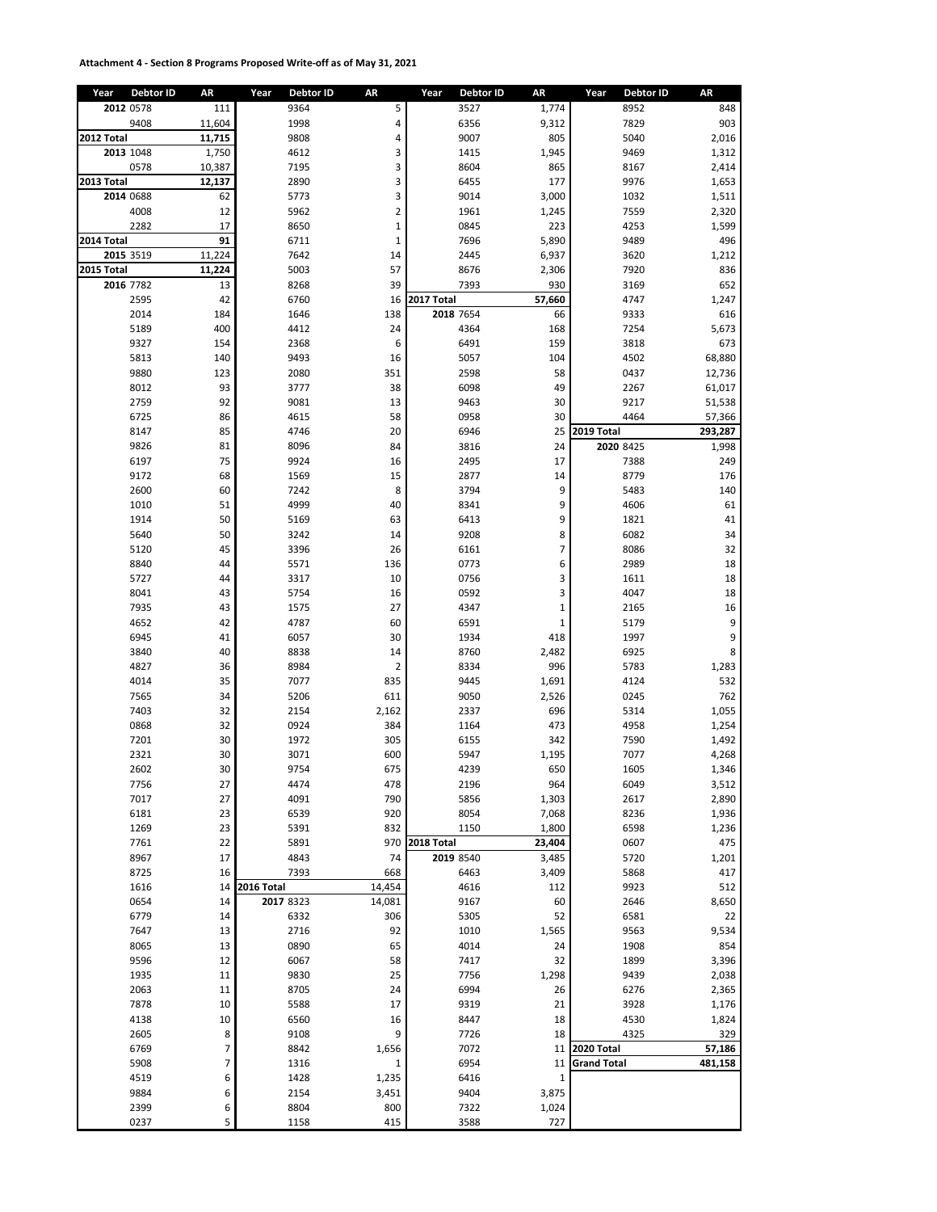**Attachment 4 - Section 8 Programs Proposed Write-off as of May 31, 2021**

| Year | Debtor ID | AR | Year | Debtor ID | AR | Year | Debtor ID | AR | Year | Debtor ID | AR |
|---|---|---|---|---|---|---|---|---|---|---|---|
| 2012 | 0578 | 111 | | 9364 | 5 | | 3527 | 1,774 | | 8952 | 848 |
| | 9408 | 11,604 | | 1998 | 4 | | 6356 | 9,312 | | 7829 | 903 |
| **2012 Total** | | **11,715** | | 9808 | 4 | | 9007 | 805 | | 5040 | 2,016 |
| 2013 | 1048 | 1,750 | | 4612 | 3 | | 1415 | 1,945 | | 9469 | 1,312 |
| | 0578 | 10,387 | | 7195 | 3 | | 8604 | 865 | | 8167 | 2,414 |
| **2013 Total** | | **12,137** | | 2890 | 3 | | 6455 | 177 | | 9976 | 1,653 |
| 2014 | 0688 | 62 | | 5773 | 3 | | 9014 | 3,000 | | 1032 | 1,511 |
| | 4008 | 12 | | 5962 | 2 | | 1961 | 1,245 | | 7559 | 2,320 |
| | 2282 | 17 | | 8650 | 1 | | 0845 | 223 | | 4253 | 1,599 |
| **2014 Total** | | **91** | | 6711 | 1 | | 7696 | 5,890 | | 9489 | 496 |
| 2015 | 3519 | 11,224 | | 7642 | 14 | | 2445 | 6,937 | | 3620 | 1,212 |
| **2015 Total** | | **11,224** | | 5003 | 57 | | 8676 | 2,306 | | 7920 | 836 |
| 2016 | 7782 | 13 | | 8268 | 39 | | 7393 | 930 | | 3169 | 652 |
| | 2595 | 42 | | 6760 | 16 | **2017 Total** | | **57,660** | | 4747 | 1,247 |
| | 2014 | 184 | | 1646 | 138 | 2018 | 7654 | 66 | | 9333 | 616 |
| | 5189 | 400 | | 4412 | 24 | | 4364 | 168 | | 7254 | 5,673 |
| | 9327 | 154 | | 2368 | 6 | | 6491 | 159 | | 3818 | 673 |
| | 5813 | 140 | | 9493 | 16 | | 5057 | 104 | | 4502 | 68,880 |
| | 9880 | 123 | | 2080 | 351 | | 2598 | 58 | | 0437 | 12,736 |
| | 8012 | 93 | | 3777 | 38 | | 6098 | 49 | | 2267 | 61,017 |
| | 2759 | 92 | | 9081 | 13 | | 9463 | 30 | | 9217 | 51,538 |
| | 6725 | 86 | | 4615 | 58 | | 0958 | 30 | | 4464 | 57,366 |
| | 8147 | 85 | | 4746 | 20 | | 6946 | 25 | **2019 Total** | | **293,287** |
| | 9826 | 81 | | 8096 | 84 | | 3816 | 24 | 2020 | 8425 | 1,998 |
| | 6197 | 75 | | 9924 | 16 | | 2495 | 17 | | 7388 | 249 |
| | 9172 | 68 | | 1569 | 15 | | 2877 | 14 | | 8779 | 176 |
| | 2600 | 60 | | 7242 | 8 | | 3794 | 9 | | 5483 | 140 |
| | 1010 | 51 | | 4999 | 40 | | 8341 | 9 | | 4606 | 61 |
| | 1914 | 50 | | 5169 | 63 | | 6413 | 9 | | 1821 | 41 |
| | 5640 | 50 | | 3242 | 14 | | 9208 | 8 | | 6082 | 34 |
| | 5120 | 45 | | 3396 | 26 | | 6161 | 7 | | 8086 | 32 |
| | 8840 | 44 | | 5571 | 136 | | 0773 | 6 | | 2989 | 18 |
| | 5727 | 44 | | 3317 | 10 | | 0756 | 3 | | 1611 | 18 |
| | 8041 | 43 | | 5754 | 16 | | 0592 | 3 | | 4047 | 18 |
| | 7935 | 43 | | 1575 | 27 | | 4347 | 1 | | 2165 | 16 |
| | 4652 | 42 | | 4787 | 60 | | 6591 | 1 | | 5179 | 9 |
| | 6945 | 41 | | 6057 | 30 | | 1934 | 418 | | 1997 | 9 |
| | 3840 | 40 | | 8838 | 14 | | 8760 | 2,482 | | 6925 | 8 |
| | 4827 | 36 | | 8984 | 2 | | 8334 | 996 | | 5783 | 1,283 |
| | 4014 | 35 | | 7077 | 835 | | 9445 | 1,691 | | 4124 | 532 |
| | 7565 | 34 | | 5206 | 611 | | 9050 | 2,526 | | 0245 | 762 |
| | 7403 | 32 | | 2154 | 2,162 | | 2337 | 696 | | 5314 | 1,055 |
| | 0868 | 32 | | 0924 | 384 | | 1164 | 473 | | 4958 | 1,254 |
| | 7201 | 30 | | 1972 | 305 | | 6155 | 342 | | 7590 | 1,492 |
| | 2321 | 30 | | 3071 | 600 | | 5947 | 1,195 | | 7077 | 4,268 |
| | 2602 | 30 | | 9754 | 675 | | 4239 | 650 | | 1605 | 1,346 |
| | 7756 | 27 | | 4474 | 478 | | 2196 | 964 | | 6049 | 3,512 |
| | 7017 | 27 | | 4091 | 790 | | 5856 | 1,303 | | 2617 | 2,890 |
| | 6181 | 23 | | 6539 | 920 | | 8054 | 7,068 | | 8236 | 1,936 |
| | 1269 | 23 | | 5391 | 832 | | 1150 | 1,800 | | 6598 | 1,236 |
| | 7761 | 22 | | 5891 | 970 | **2018 Total** | | **23,404** | | 0607 | 475 |
| | 8967 | 17 | | 4843 | 74 | 2019 | 8540 | 3,485 | | 5720 | 1,201 |
| | 8725 | 16 | | 7393 | 668 | | 6463 | 3,409 | | 5868 | 417 |
| | 1616 | 14 | **2016 Total** | | **14,454** | | 4616 | 112 | | 9923 | 512 |
| | 0654 | 14 | 2017 | 8323 | 14,081 | | 9167 | 60 | | 2646 | 8,650 |
| | 6779 | 14 | | 6332 | 306 | | 5305 | 52 | | 6581 | 22 |
| | 7647 | 13 | | 2716 | 92 | | 1010 | 1,565 | | 9563 | 9,534 |
| | 8065 | 13 | | 0890 | 65 | | 4014 | 24 | | 1908 | 854 |
| | 9596 | 12 | | 6067 | 58 | | 7417 | 32 | | 1899 | 3,396 |
| | 1935 | 11 | | 9830 | 25 | | 7756 | 1,298 | | 9439 | 2,038 |
| | 2063 | 11 | | 8705 | 24 | | 6994 | 26 | | 6276 | 2,365 |
| | 7878 | 10 | | 5588 | 17 | | 9319 | 21 | | 3928 | 1,176 |
| | 4138 | 10 | | 6560 | 16 | | 8447 | 18 | | 4530 | 1,824 |
| | 2605 | 8 | | 9108 | 9 | | 7726 | 18 | | 4325 | 329 |
| | 6769 | 7 | | 8842 | 1,656 | | 7072 | 11 | **2020 Total** | | **57,186** |
| | 5908 | 7 | | 1316 | 1 | | 6954 | 11 | **Grand Total** | | **481,158** |
| | 4519 | 6 | | 1428 | 1,235 | | 6416 | 1 | | | |
| | 9884 | 6 | | 2154 | 3,451 | | 9404 | 3,875 | | | |
| | 2399 | 6 | | 8804 | 800 | | 7322 | 1,024 | | | |
| | 0237 | 5 | | 1158 | 415 | | 3588 | 727 | | | |